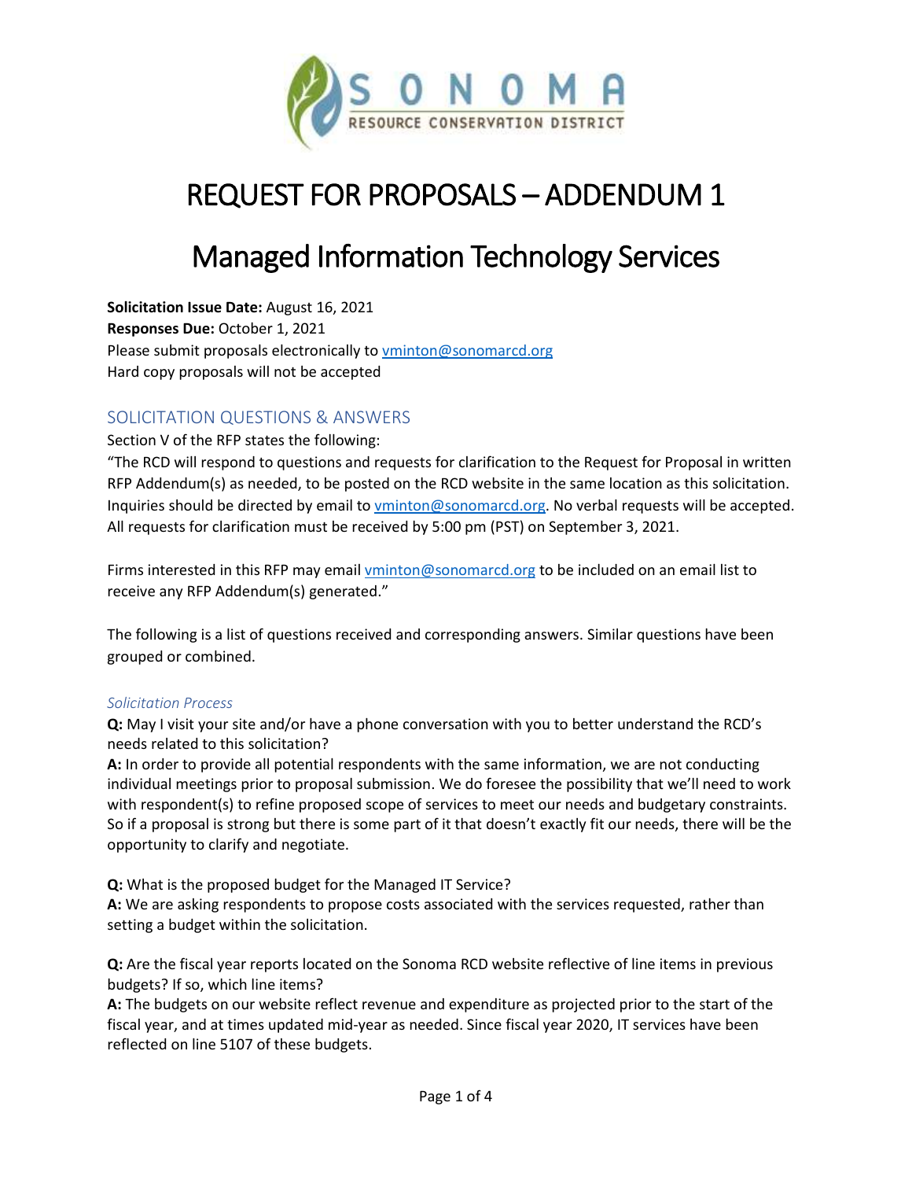# REQUEST FOR PROPOSALS – ADDENDUM 1

# Managed Information Technology Services

**Solicitation Issue Date:** August 16, 2021
**Responses Due:** October 1, 2021
Please submit proposals electronically to vminton@sonomarcd.org
Hard copy proposals will not be accepted

## SOLICITATION QUESTIONS & ANSWERS

Section V of the RFP states the following:
"The RCD will respond to questions and requests for clarification to the Request for Proposal in written RFP Addendum(s) as needed, to be posted on the RCD website in the same location as this solicitation. Inquiries should be directed by email to vminton@sonomarcd.org. No verbal requests will be accepted. All requests for clarification must be received by 5:00 pm (PST) on September 3, 2021.

Firms interested in this RFP may email vminton@sonomarcd.org to be included on an email list to receive any RFP Addendum(s) generated."

The following is a list of questions received and corresponding answers. Similar questions have been grouped or combined.

### *Solicitation Process*

**Q:** May I visit your site and/or have a phone conversation with you to better understand the RCD's needs related to this solicitation?
**A:** In order to provide all potential respondents with the same information, we are not conducting individual meetings prior to proposal submission. We do foresee the possibility that we'll need to work with respondent(s) to refine proposed scope of services to meet our needs and budgetary constraints. So if a proposal is strong but there is some part of it that doesn't exactly fit our needs, there will be the opportunity to clarify and negotiate.

**Q:** What is the proposed budget for the Managed IT Service?
**A:** We are asking respondents to propose costs associated with the services requested, rather than setting a budget within the solicitation.

**Q:** Are the fiscal year reports located on the Sonoma RCD website reflective of line items in previous budgets? If so, which line items?
**A:** The budgets on our website reflect revenue and expenditure as projected prior to the start of the fiscal year, and at times updated mid-year as needed. Since fiscal year 2020, IT services have been reflected on line 5107 of these budgets.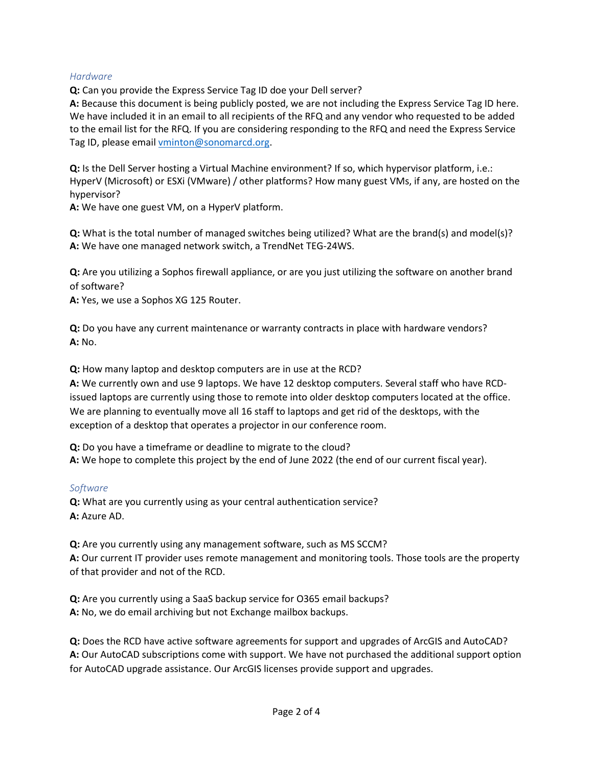*Hardware*

**Q:** Can you provide the Express Service Tag ID doe your Dell server?
**A:** Because this document is being publicly posted, we are not including the Express Service Tag ID here. We have included it in an email to all recipients of the RFQ and any vendor who requested to be added to the email list for the RFQ. If you are considering responding to the RFQ and need the Express Service Tag ID, please email vminton@sonomarcd.org.

**Q:** Is the Dell Server hosting a Virtual Machine environment? If so, which hypervisor platform, i.e.: HyperV (Microsoft) or ESXi (VMware) / other platforms? How many guest VMs, if any, are hosted on the hypervisor?
**A:** We have one guest VM, on a HyperV platform.

**Q:** What is the total number of managed switches being utilized? What are the brand(s) and model(s)?
**A:** We have one managed network switch, a TrendNet TEG-24WS.

**Q:** Are you utilizing a Sophos firewall appliance, or are you just utilizing the software on another brand of software?
**A:** Yes, we use a Sophos XG 125 Router.

**Q:** Do you have any current maintenance or warranty contracts in place with hardware vendors?
**A:** No.

**Q:** How many laptop and desktop computers are in use at the RCD?
**A:** We currently own and use 9 laptops. We have 12 desktop computers. Several staff who have RCD-issued laptops are currently using those to remote into older desktop computers located at the office. We are planning to eventually move all 16 staff to laptops and get rid of the desktops, with the exception of a desktop that operates a projector in our conference room.

**Q:** Do you have a timeframe or deadline to migrate to the cloud?
**A:** We hope to complete this project by the end of June 2022 (the end of our current fiscal year).

*Software*

**Q:** What are you currently using as your central authentication service?
**A:** Azure AD.

**Q:** Are you currently using any management software, such as MS SCCM?
**A:** Our current IT provider uses remote management and monitoring tools. Those tools are the property of that provider and not of the RCD.

**Q:** Are you currently using a SaaS backup service for O365 email backups?
**A:** No, we do email archiving but not Exchange mailbox backups.

**Q:** Does the RCD have active software agreements for support and upgrades of ArcGIS and AutoCAD?
**A:** Our AutoCAD subscriptions come with support. We have not purchased the additional support option for AutoCAD upgrade assistance. Our ArcGIS licenses provide support and upgrades.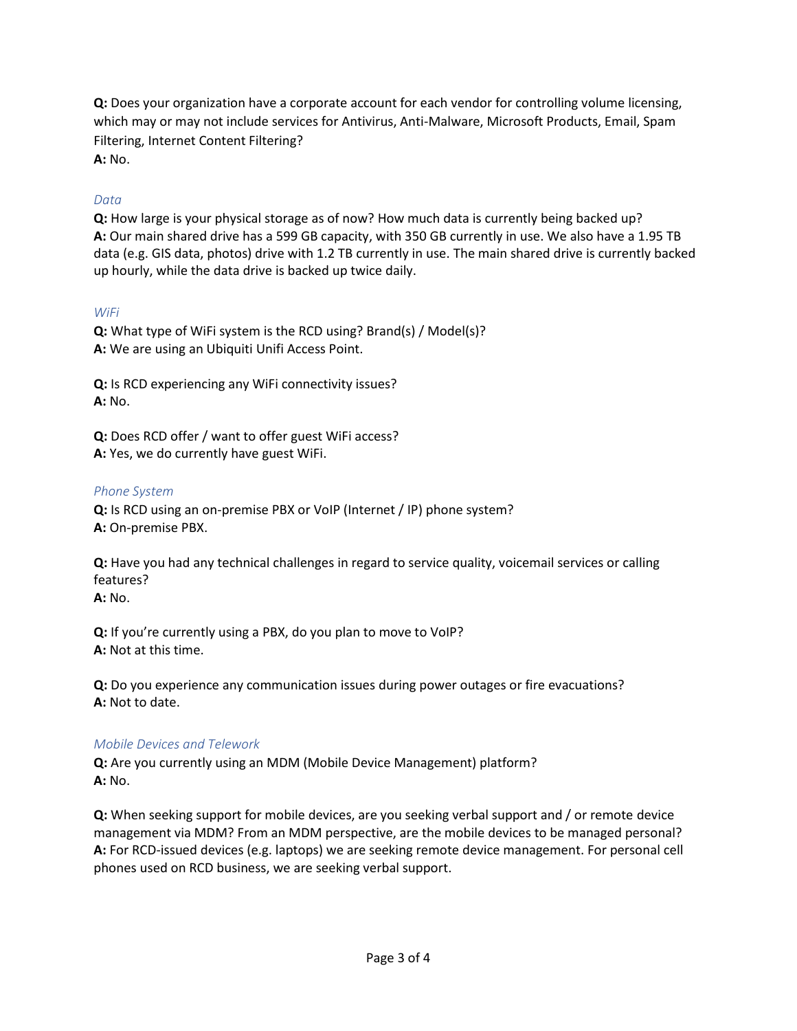**Q:** Does your organization have a corporate account for each vendor for controlling volume licensing, which may or may not include services for Antivirus, Anti-Malware, Microsoft Products, Email, Spam Filtering, Internet Content Filtering?
**A:** No.

### *Data*

**Q:** How large is your physical storage as of now? How much data is currently being backed up?
**A:** Our main shared drive has a 599 GB capacity, with 350 GB currently in use. We also have a 1.95 TB data (e.g. GIS data, photos) drive with 1.2 TB currently in use. The main shared drive is currently backed up hourly, while the data drive is backed up twice daily.

### *WiFi*

**Q:** What type of WiFi system is the RCD using? Brand(s) / Model(s)?
**A:** We are using an Ubiquiti Unifi Access Point.

**Q:** Is RCD experiencing any WiFi connectivity issues?
**A:** No.

**Q:** Does RCD offer / want to offer guest WiFi access?
**A:** Yes, we do currently have guest WiFi.

### *Phone System*

**Q:** Is RCD using an on-premise PBX or VoIP (Internet / IP) phone system?
**A:** On-premise PBX.

**Q:** Have you had any technical challenges in regard to service quality, voicemail services or calling features?
**A:** No.

**Q:** If you're currently using a PBX, do you plan to move to VoIP?
**A:** Not at this time.

**Q:** Do you experience any communication issues during power outages or fire evacuations?
**A:** Not to date.

### *Mobile Devices and Telework*

**Q:** Are you currently using an MDM (Mobile Device Management) platform?
**A:** No.

**Q:** When seeking support for mobile devices, are you seeking verbal support and / or remote device management via MDM? From an MDM perspective, are the mobile devices to be managed personal?
**A:** For RCD-issued devices (e.g. laptops) we are seeking remote device management. For personal cell phones used on RCD business, we are seeking verbal support.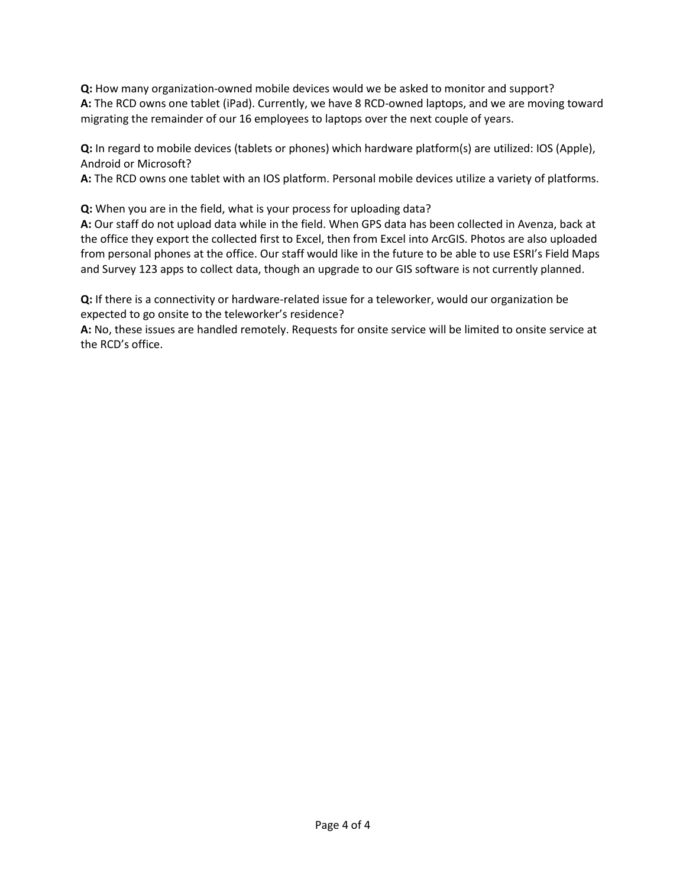**Q:** How many organization-owned mobile devices would we be asked to monitor and support?
**A:** The RCD owns one tablet (iPad). Currently, we have 8 RCD-owned laptops, and we are moving toward migrating the remainder of our 16 employees to laptops over the next couple of years.

**Q:** In regard to mobile devices (tablets or phones) which hardware platform(s) are utilized: IOS (Apple), Android or Microsoft?
**A:** The RCD owns one tablet with an IOS platform. Personal mobile devices utilize a variety of platforms.

**Q:** When you are in the field, what is your process for uploading data?
**A:** Our staff do not upload data while in the field. When GPS data has been collected in Avenza, back at the office they export the collected first to Excel, then from Excel into ArcGIS. Photos are also uploaded from personal phones at the office. Our staff would like in the future to be able to use ESRI's Field Maps and Survey 123 apps to collect data, though an upgrade to our GIS software is not currently planned.

**Q:** If there is a connectivity or hardware-related issue for a teleworker, would our organization be expected to go onsite to the teleworker's residence?
**A:** No, these issues are handled remotely. Requests for onsite service will be limited to onsite service at the RCD's office.